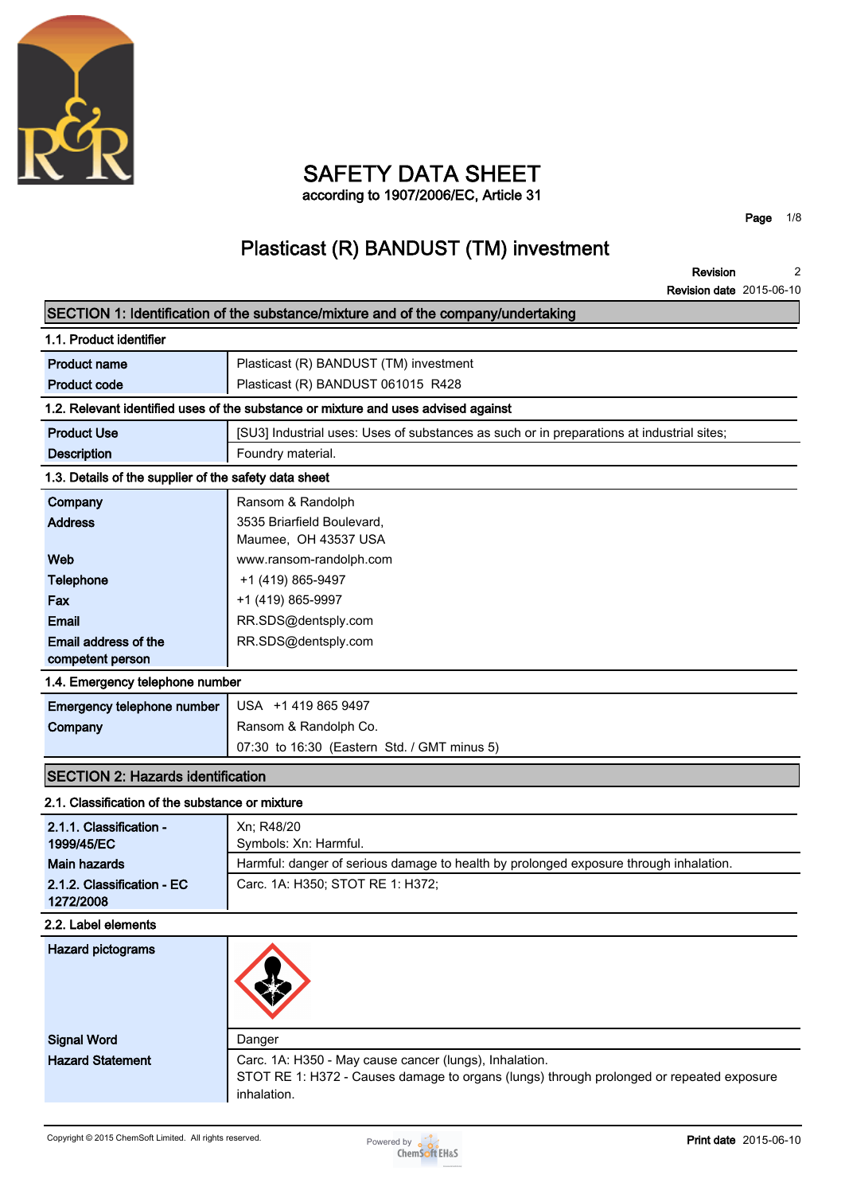# SAFETY DATA SHEET

according to 1907/2006/EC, Article 31

## Plasticast (R) BANDUST (TM) investment

**Revision** 2
**Revision date** 2015-06-10

## SECTION 1: Identification of the substance/mixture and of the company/undertaking

### 1.1. Product identifier

| | |
|---|---|
| **Product name** | Plasticast (R) BANDUST (TM) investment |
| **Product code** | Plasticast (R) BANDUST 061015 R428 |

### 1.2. Relevant identified uses of the substance or mixture and uses advised against

| | |
|---|---|
| **Product Use** | [SU3] Industrial uses: Uses of substances as such or in preparations at industrial sites; |
| **Description** | Foundry material. |

### 1.3. Details of the supplier of the safety data sheet

| | |
|---|---|
| **Company** | Ransom & Randolph |
| **Address** | 3535 Briarfield Boulevard, Maumee, OH 43537 USA |
| **Web** | www.ransom-randolph.com |
| **Telephone** | +1 (419) 865-9497 |
| **Fax** | +1 (419) 865-9997 |
| **Email** | RR.SDS@dentsply.com |
| **Email address of the competent person** | RR.SDS@dentsply.com |

### 1.4. Emergency telephone number

| | |
|---|---|
| **Emergency telephone number** | USA +1 419 865 9497 |
| **Company** | Ransom & Randolph Co. |
| | 07:30 to 16:30 (Eastern Std. / GMT minus 5) |

## SECTION 2: Hazards identification

### 2.1. Classification of the substance or mixture

| | |
|---|---|
| **2.1.1. Classification - 1999/45/EC** | Xn; R48/20<br>Symbols: Xn: Harmful. |
| **Main hazards** | Harmful: danger of serious damage to health by prolonged exposure through inhalation. |
| **2.1.2. Classification - EC 1272/2008** | Carc. 1A: H350; STOT RE 1: H372; |

### 2.2. Label elements

| | |
|---|---|
| **Hazard pictograms** | |
| **Signal Word** | Danger |
| **Hazard Statement** | Carc. 1A: H350 - May cause cancer (lungs), Inhalation.<br>STOT RE 1: H372 - Causes damage to organs (lungs) through prolonged or repeated exposure inhalation. |

Copyright © 2015 ChemSoft Limited. All rights reserved.

**Print date** 2015-06-10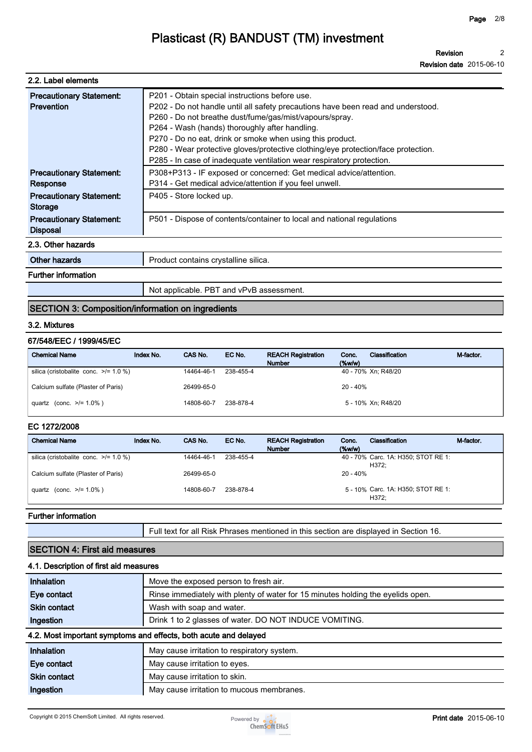### 2.2. Label elements

| | |
|---|---|
| **Precautionary Statement: Prevention** | P201 - Obtain special instructions before use.<br>P202 - Do not handle until all safety precautions have been read and understood.<br>P260 - Do not breathe dust/fume/gas/mist/vapours/spray.<br>P264 - Wash (hands) thoroughly after handling.<br>P270 - Do no eat, drink or smoke when using this product.<br>P280 - Wear protective gloves/protective clothing/eye protection/face protection.<br>P285 - In case of inadequate ventilation wear respiratory protection. |
| **Precautionary Statement: Response** | P308+P313 - IF exposed or concerned: Get medical advice/attention.<br>P314 - Get medical advice/attention if you feel unwell. |
| **Precautionary Statement: Storage** | P405 - Store locked up. |
| **Precautionary Statement: Disposal** | P501 - Dispose of contents/container to local and national regulations |

### 2.3. Other hazards

| | |
|---|---|
| **Other hazards** | Product contains crystalline silica. |

**Further information**

| | |
|---|---|
| | Not applicable. PBT and vPvB assessment. |

## SECTION 3: Composition/information on ingredients

### 3.2. Mixtures

**67/548/EEC / 1999/45/EC**

| Chemical Name | Index No. | CAS No. | EC No. | REACH Registration Number | Conc. (%w/w) | Classification | M-factor. |
|---|---|---|---|---|---|---|---|
| silica (cristobalite conc. >/= 1.0 %) | | 14464-46-1 | 238-455-4 | | 40 - 70% | Xn; R48/20 | |
| Calcium sulfate (Plaster of Paris) | | 26499-65-0 | | | 20 - 40% | | |
| quartz (conc. >/= 1.0% ) | | 14808-60-7 | 238-878-4 | | 5 - 10% | Xn; R48/20 | |

**EC 1272/2008**

| Chemical Name | Index No. | CAS No. | EC No. | REACH Registration Number | Conc. (%w/w) | Classification | M-factor. |
|---|---|---|---|---|---|---|---|
| silica (cristobalite conc. >/= 1.0 %) | | 14464-46-1 | 238-455-4 | | 40 - 70% | Carc. 1A: H350; STOT RE 1: H372; | |
| Calcium sulfate (Plaster of Paris) | | 26499-65-0 | | | 20 - 40% | | |
| quartz (conc. >/= 1.0% ) | | 14808-60-7 | 238-878-4 | | 5 - 10% | Carc. 1A: H350; STOT RE 1: H372; | |

**Further information**

| | |
|---|---|
| | Full text for all Risk Phrases mentioned in this section are displayed in Section 16. |

## SECTION 4: First aid measures

### 4.1. Description of first aid measures

| | |
|---|---|
| **Inhalation** | Move the exposed person to fresh air. |
| **Eye contact** | Rinse immediately with plenty of water for 15 minutes holding the eyelids open. |
| **Skin contact** | Wash with soap and water. |
| **Ingestion** | Drink 1 to 2 glasses of water. DO NOT INDUCE VOMITING. |

### 4.2. Most important symptoms and effects, both acute and delayed

| | |
|---|---|
| **Inhalation** | May cause irritation to respiratory system. |
| **Eye contact** | May cause irritation to eyes. |
| **Skin contact** | May cause irritation to skin. |
| **Ingestion** | May cause irritation to mucous membranes. |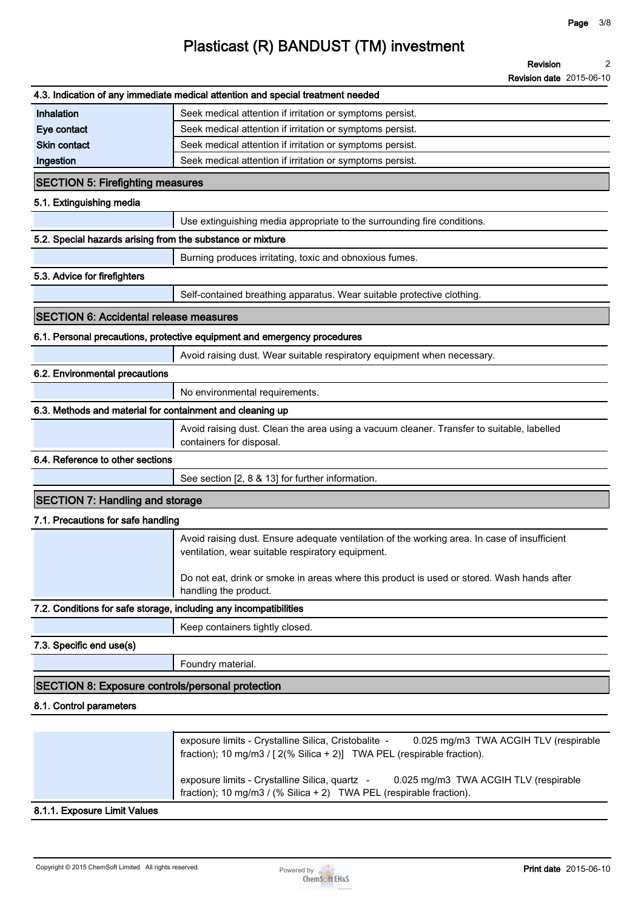### 4.3. Indication of any immediate medical attention and special treatment needed

| | |
|---|---|
| **Inhalation** | Seek medical attention if irritation or symptoms persist. |
| **Eye contact** | Seek medical attention if irritation or symptoms persist. |
| **Skin contact** | Seek medical attention if irritation or symptoms persist. |
| **Ingestion** | Seek medical attention if irritation or symptoms persist. |

## SECTION 5: Firefighting measures

### 5.1. Extinguishing media

Use extinguishing media appropriate to the surrounding fire conditions.

### 5.2. Special hazards arising from the substance or mixture

Burning produces irritating, toxic and obnoxious fumes.

### 5.3. Advice for firefighters

Self-contained breathing apparatus. Wear suitable protective clothing.

## SECTION 6: Accidental release measures

### 6.1. Personal precautions, protective equipment and emergency procedures

Avoid raising dust. Wear suitable respiratory equipment when necessary.

### 6.2. Environmental precautions

No environmental requirements.

### 6.3. Methods and material for containment and cleaning up

Avoid raising dust. Clean the area using a vacuum cleaner. Transfer to suitable, labelled containers for disposal.

### 6.4. Reference to other sections

See section [2, 8 & 13] for further information.

## SECTION 7: Handling and storage

### 7.1. Precautions for safe handling

Avoid raising dust. Ensure adequate ventilation of the working area. In case of insufficient ventilation, wear suitable respiratory equipment.

Do not eat, drink or smoke in areas where this product is used or stored. Wash hands after handling the product.

### 7.2. Conditions for safe storage, including any incompatibilities

Keep containers tightly closed.

### 7.3. Specific end use(s)

Foundry material.

## SECTION 8: Exposure controls/personal protection

### 8.1. Control parameters

exposure limits - Crystalline Silica, Cristobalite - 0.025 mg/m3 TWA ACGIH TLV (respirable fraction); 10 mg/m3 / [ 2(% Silica + 2)] TWA PEL (respirable fraction).

exposure limits - Crystalline Silica, quartz - 0.025 mg/m3 TWA ACGIH TLV (respirable fraction); 10 mg/m3 / (% Silica + 2) TWA PEL (respirable fraction).

### 8.1.1. Exposure Limit Values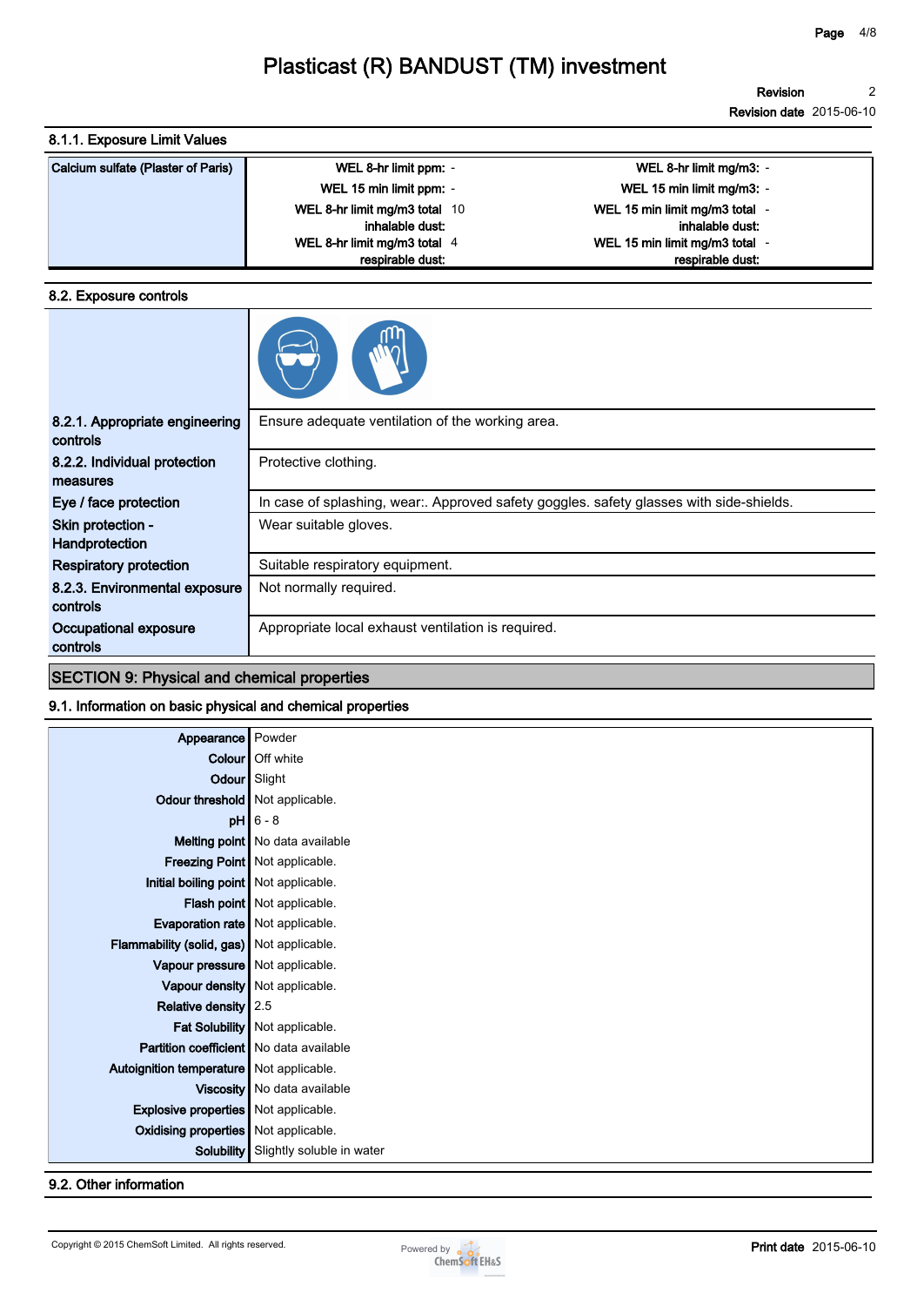### 8.1.1. Exposure Limit Values

| Calcium sulfate (Plaster of Paris) | | | | |
|---|---|---|---|---|
| | WEL 8-hr limit ppm: | - | WEL 8-hr limit mg/m3: | - |
| | WEL 15 min limit ppm: | - | WEL 15 min limit mg/m3: | - |
| | WEL 8-hr limit mg/m3 total inhalable dust: | 10 | WEL 15 min limit mg/m3 total inhalable dust: | - |
| | WEL 8-hr limit mg/m3 total respirable dust: | 4 | WEL 15 min limit mg/m3 total respirable dust: | - |

### 8.2. Exposure controls

| | |
|---|---|
| 8.2.1. Appropriate engineering controls | Ensure adequate ventilation of the working area. |
| 8.2.2. Individual protection measures | Protective clothing. |
| Eye / face protection | In case of splashing, wear:. Approved safety goggles. safety glasses with side-shields. |
| Skin protection - Handprotection | Wear suitable gloves. |
| Respiratory protection | Suitable respiratory equipment. |
| 8.2.3. Environmental exposure controls | Not normally required. |
| Occupational exposure controls | Appropriate local exhaust ventilation is required. |

## SECTION 9: Physical and chemical properties

### 9.1. Information on basic physical and chemical properties

| | |
|---|---|
| Appearance | Powder |
| Colour | Off white |
| Odour | Slight |
| Odour threshold | Not applicable. |
| pH | 6 - 8 |
| Melting point | No data available |
| Freezing Point | Not applicable. |
| Initial boiling point | Not applicable. |
| Flash point | Not applicable. |
| Evaporation rate | Not applicable. |
| Flammability (solid, gas) | Not applicable. |
| Vapour pressure | Not applicable. |
| Vapour density | Not applicable. |
| Relative density | 2.5 |
| Fat Solubility | Not applicable. |
| Partition coefficient | No data available |
| Autoignition temperature | Not applicable. |
| Viscosity | No data available |
| Explosive properties | Not applicable. |
| Oxidising properties | Not applicable. |
| Solubility | Slightly soluble in water |

### 9.2. Other information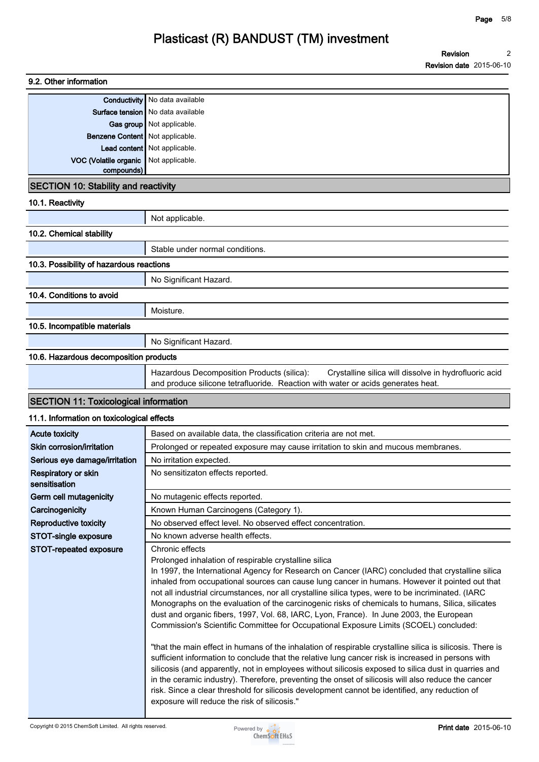### 9.2. Other information

| | |
|---|---|
| **Conductivity** | No data available |
| **Surface tension** | No data available |
| **Gas group** | Not applicable. |
| **Benzene Content** | Not applicable. |
| **Lead content** | Not applicable. |
| **VOC (Volatile organic compounds)** | Not applicable. |

## SECTION 10: Stability and reactivity

### 10.1. Reactivity

Not applicable.

### 10.2. Chemical stability

Stable under normal conditions.

### 10.3. Possibility of hazardous reactions

No Significant Hazard.

### 10.4. Conditions to avoid

Moisture.

### 10.5. Incompatible materials

No Significant Hazard.

### 10.6. Hazardous decomposition products

Hazardous Decomposition Products (silica): Crystalline silica will dissolve in hydrofluoric acid and produce silicone tetrafluoride. Reaction with water or acids generates heat.

## SECTION 11: Toxicological information

### 11.1. Information on toxicological effects

| | |
|---|---|
| **Acute toxicity** | Based on available data, the classification criteria are not met. |
| **Skin corrosion/irritation** | Prolonged or repeated exposure may cause irritation to skin and mucous membranes. |
| **Serious eye damage/irritation** | No irritation expected. |
| **Respiratory or skin sensitisation** | No sensitizaton effects reported. |
| **Germ cell mutagenicity** | No mutagenic effects reported. |
| **Carcinogenicity** | Known Human Carcinogens (Category 1). |
| **Reproductive toxicity** | No observed effect level. No observed effect concentration. |
| **STOT-single exposure** | No known adverse health effects. |
| **STOT-repeated exposure** | Chronic effects<br>Prolonged inhalation of respirable crystalline silica<br>In 1997, the International Agency for Research on Cancer (IARC) concluded that crystalline silica inhaled from occupational sources can cause lung cancer in humans. However it pointed out that not all industrial circumstances, nor all crystalline silica types, were to be incriminated. (IARC Monographs on the evaluation of the carcinogenic risks of chemicals to humans, Silica, silicates dust and organic fibers, 1997, Vol. 68, IARC, Lyon, France). In June 2003, the European Commission's Scientific Committee for Occupational Exposure Limits (SCOEL) concluded:<br><br>"that the main effect in humans of the inhalation of respirable crystalline silica is silicosis. There is sufficient information to conclude that the relative lung cancer risk is increased in persons with silicosis (and apparently, not in employees without silicosis exposed to silica dust in quarries and in the ceramic industry). Therefore, preventing the onset of silicosis will also reduce the cancer risk. Since a clear threshold for silicosis development cannot be identified, any reduction of exposure will reduce the risk of silicosis." |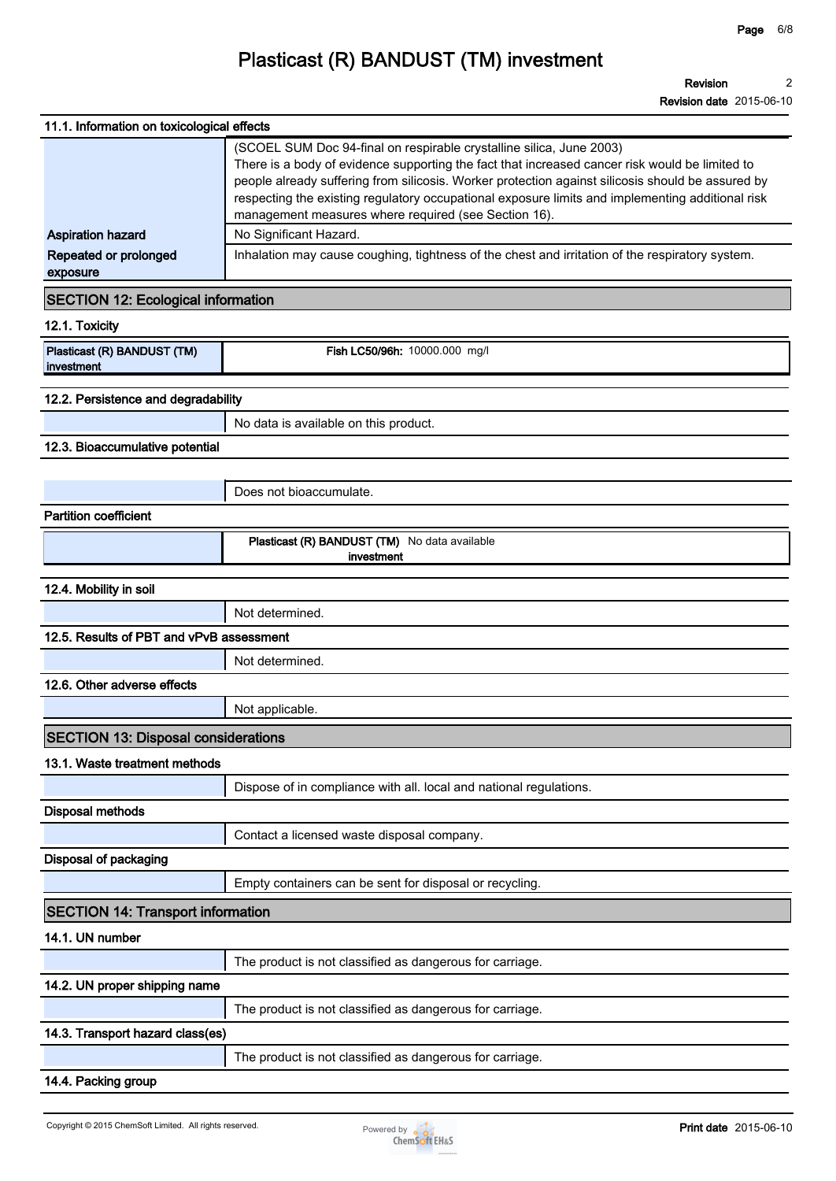### 11.1. Information on toxicological effects

| | |
|---|---|
| | (SCOEL SUM Doc 94-final on respirable crystalline silica, June 2003) There is a body of evidence supporting the fact that increased cancer risk would be limited to people already suffering from silicosis. Worker protection against silicosis should be assured by respecting the existing regulatory occupational exposure limits and implementing additional risk management measures where required (see Section 16). |
| **Aspiration hazard** | No Significant Hazard. |
| **Repeated or prolonged exposure** | Inhalation may cause coughing, tightness of the chest and irritation of the respiratory system. |

## SECTION 12: Ecological information

### 12.1. Toxicity

| | |
|---|---|
| **Plasticast (R) BANDUST (TM) investment** | **Fish LC50/96h:** 10000.000 mg/l |

### 12.2. Persistence and degradability

No data is available on this product.

### 12.3. Bioaccumulative potential

Does not bioaccumulate.

**Partition coefficient**

| | |
|---|---|
| **Plasticast (R) BANDUST (TM) investment** | No data available |

### 12.4. Mobility in soil

Not determined.

### 12.5. Results of PBT and vPvB assessment

Not determined.

### 12.6. Other adverse effects

Not applicable.

## SECTION 13: Disposal considerations

### 13.1. Waste treatment methods

Dispose of in compliance with all. local and national regulations.

**Disposal methods**

Contact a licensed waste disposal company.

**Disposal of packaging**

Empty containers can be sent for disposal or recycling.

## SECTION 14: Transport information

### 14.1. UN number

The product is not classified as dangerous for carriage.

### 14.2. UN proper shipping name

The product is not classified as dangerous for carriage.

### 14.3. Transport hazard class(es)

The product is not classified as dangerous for carriage.

### 14.4. Packing group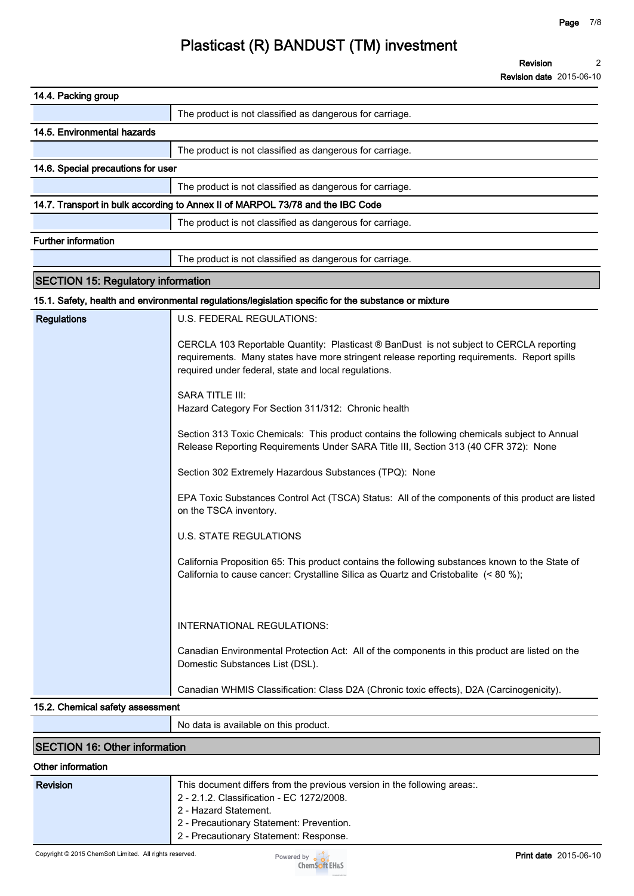### 14.4. Packing group

| | |
|---|---|
| | The product is not classified as dangerous for carriage. |

### 14.5. Environmental hazards

| | |
|---|---|
| | The product is not classified as dangerous for carriage. |

### 14.6. Special precautions for user

| | |
|---|---|
| | The product is not classified as dangerous for carriage. |

### 14.7. Transport in bulk according to Annex II of MARPOL 73/78 and the IBC Code

| | |
|---|---|
| | The product is not classified as dangerous for carriage. |

### Further information

| | |
|---|---|
| | The product is not classified as dangerous for carriage. |

## SECTION 15: Regulatory information

### 15.1. Safety, health and environmental regulations/legislation specific for the substance or mixture

**Regulations**

U.S. FEDERAL REGULATIONS:

CERCLA 103 Reportable Quantity: Plasticast ® BanDust is not subject to CERCLA reporting requirements. Many states have more stringent release reporting requirements. Report spills required under federal, state and local regulations.

SARA TITLE III:
Hazard Category For Section 311/312: Chronic health

Section 313 Toxic Chemicals: This product contains the following chemicals subject to Annual Release Reporting Requirements Under SARA Title III, Section 313 (40 CFR 372): None

Section 302 Extremely Hazardous Substances (TPQ): None

EPA Toxic Substances Control Act (TSCA) Status: All of the components of this product are listed on the TSCA inventory.

U.S. STATE REGULATIONS

California Proposition 65: This product contains the following substances known to the State of California to cause cancer: Crystalline Silica as Quartz and Cristobalite (< 80 %);

INTERNATIONAL REGULATIONS:

Canadian Environmental Protection Act: All of the components in this product are listed on the Domestic Substances List (DSL).

Canadian WHMIS Classification: Class D2A (Chronic toxic effects), D2A (Carcinogenicity).

### 15.2. Chemical safety assessment

| | |
|---|---|
| | No data is available on this product. |

## SECTION 16: Other information

### Other information

**Revision**

This document differs from the previous version in the following areas:.
2 - 2.1.2. Classification - EC 1272/2008.
2 - Hazard Statement.
2 - Precautionary Statement: Prevention.
2 - Precautionary Statement: Response.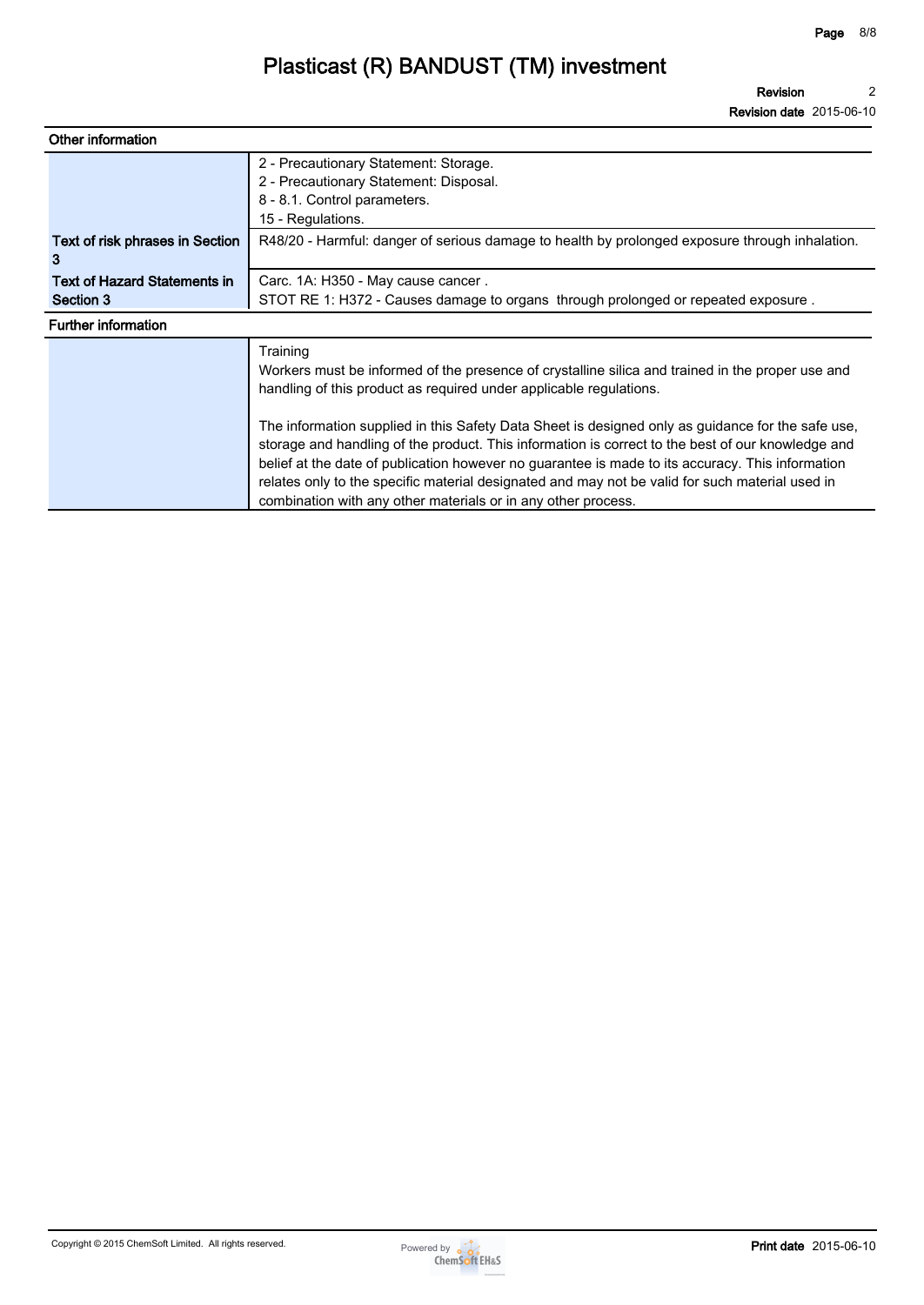## Other information

| | |
|---|---|
| | 2 - Precautionary Statement: Storage.<br>2 - Precautionary Statement: Disposal.<br>8 - 8.1. Control parameters.<br>15 - Regulations. |
| **Text of risk phrases in Section 3** | R48/20 - Harmful: danger of serious damage to health by prolonged exposure through inhalation. |
| **Text of Hazard Statements in Section 3** | Carc. 1A: H350 - May cause cancer .<br>STOT RE 1: H372 - Causes damage to organs through prolonged or repeated exposure . |

## Further information

| | |
|---|---|
| | Training<br>Workers must be informed of the presence of crystalline silica and trained in the proper use and handling of this product as required under applicable regulations.<br><br>The information supplied in this Safety Data Sheet is designed only as guidance for the safe use, storage and handling of the product. This information is correct to the best of our knowledge and belief at the date of publication however no guarantee is made to its accuracy. This information relates only to the specific material designated and may not be valid for such material used in combination with any other materials or in any other process. |